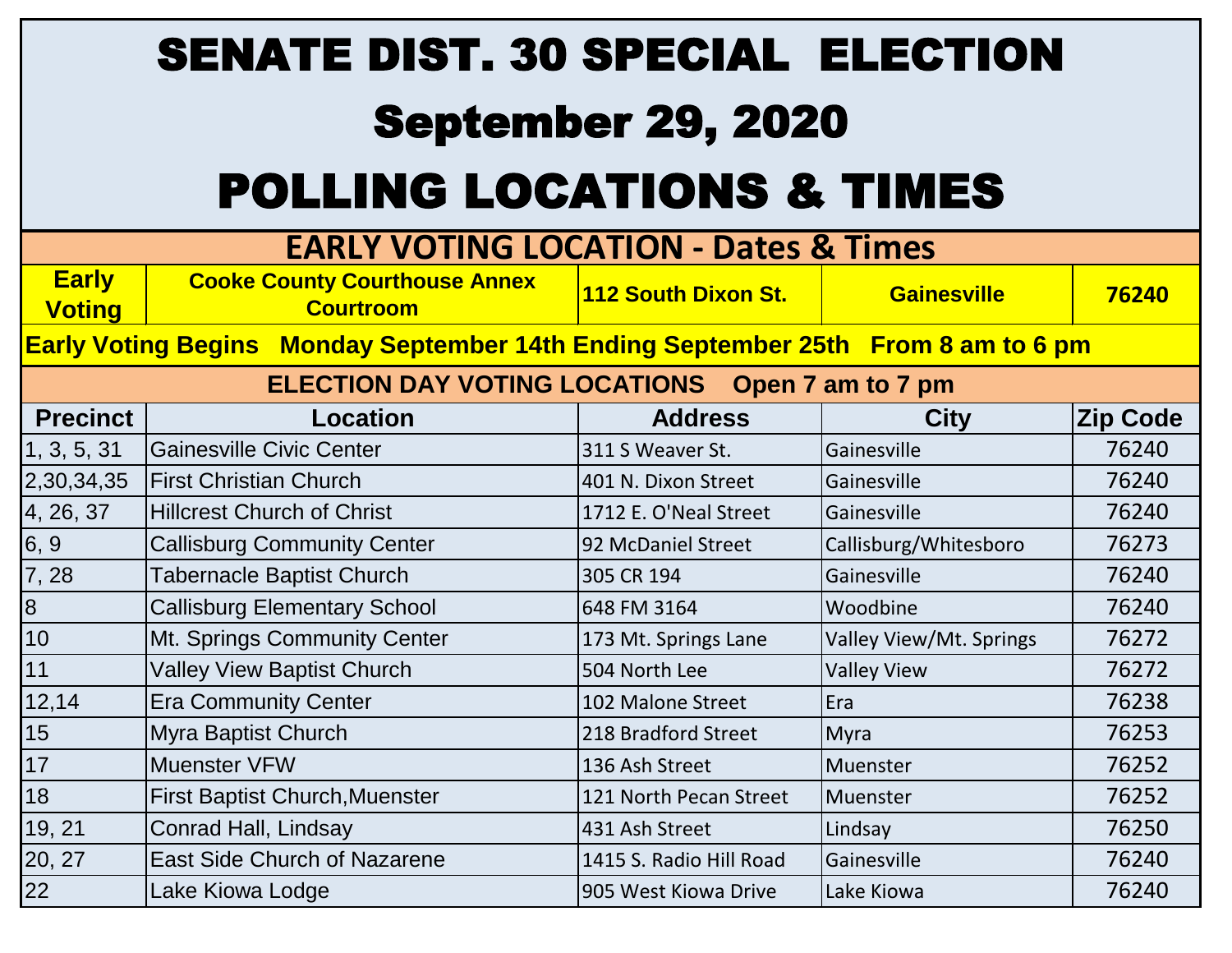# SENATE DIST. 30 SPECIAL ELECTION

# September 29, 2020

# POLLING LOCATIONS & TIMES

## EARLY VOTING LOCATION - Dates & Times

| Early Voting | Cooke County Courthouse Annex Courtroom | 112 South Dixon St. | Gainesville | 76240 |
|---|---|---|---|---|

**Early Voting Begins Monday September 14th Ending September 25th From 8 am to 6 pm**

## ELECTION DAY VOTING LOCATIONS Open 7 am to 7 pm

| Precinct | Location | Address | City | Zip Code |
|---|---|---|---|---|
| 1, 3, 5, 31 | Gainesville Civic Center | 311 S Weaver St. | Gainesville | 76240 |
| 2,30,34,35 | First Christian Church | 401 N. Dixon Street | Gainesville | 76240 |
| 4, 26, 37 | Hillcrest Church of Christ | 1712 E. O'Neal Street | Gainesville | 76240 |
| 6, 9 | Callisburg Community Center | 92 McDaniel Street | Callisburg/Whitesboro | 76273 |
| 7, 28 | Tabernacle Baptist Church | 305 CR 194 | Gainesville | 76240 |
| 8 | Callisburg Elementary School | 648 FM 3164 | Woodbine | 76240 |
| 10 | Mt. Springs Community Center | 173 Mt. Springs Lane | Valley View/Mt. Springs | 76272 |
| 11 | Valley View Baptist Church | 504 North Lee | Valley View | 76272 |
| 12,14 | Era Community Center | 102 Malone Street | Era | 76238 |
| 15 | Myra Baptist Church | 218 Bradford Street | Myra | 76253 |
| 17 | Muenster VFW | 136 Ash Street | Muenster | 76252 |
| 18 | First Baptist Church,Muenster | 121 North Pecan Street | Muenster | 76252 |
| 19, 21 | Conrad Hall, Lindsay | 431 Ash Street | Lindsay | 76250 |
| 20, 27 | East Side Church of Nazarene | 1415 S. Radio Hill Road | Gainesville | 76240 |
| 22 | Lake Kiowa Lodge | 905 West Kiowa Drive | Lake Kiowa | 76240 |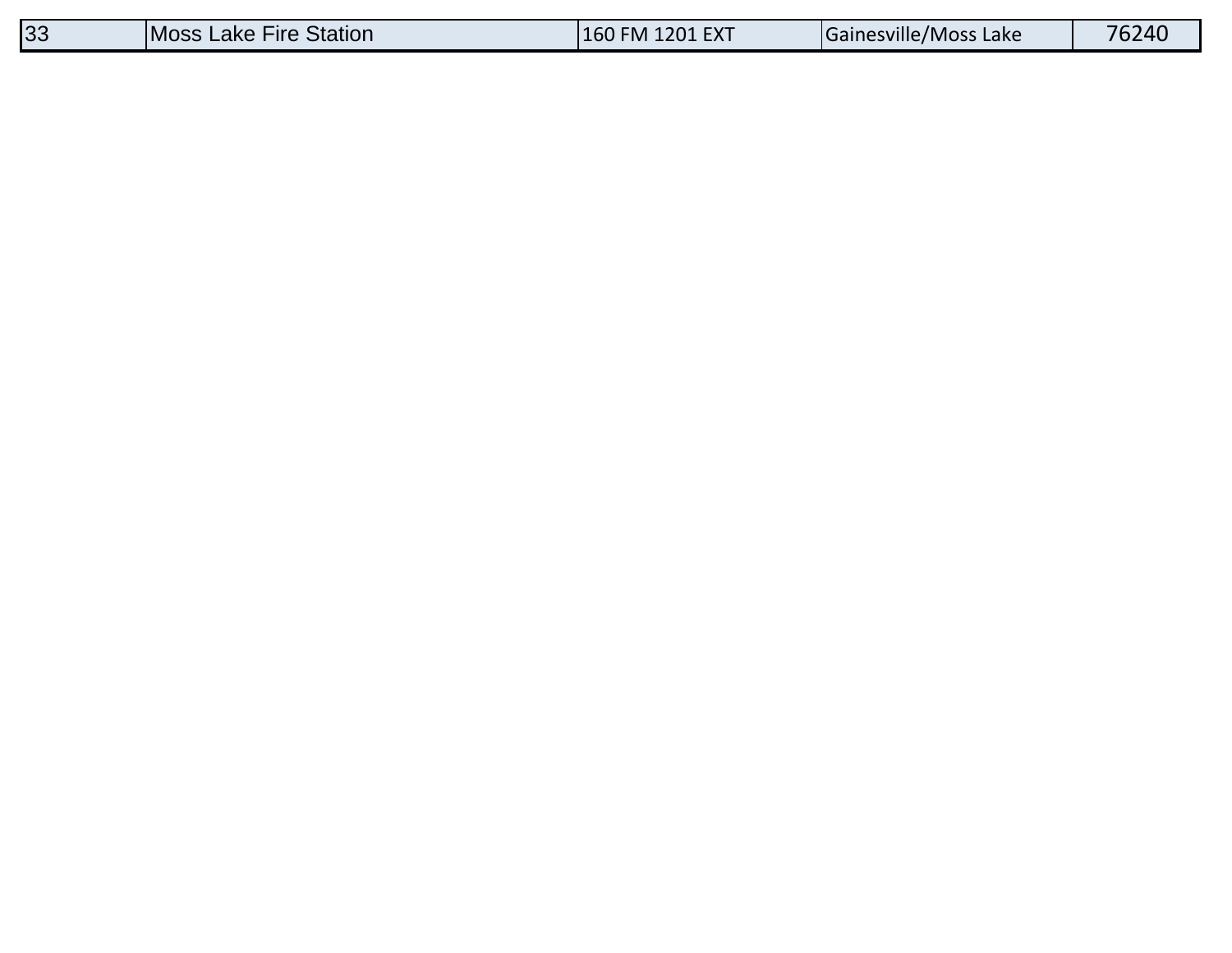| | | | | |
|---|---|---|---|---|
| 33 | Moss Lake Fire Station | 160 FM 1201 EXT | Gainesville/Moss Lake | 76240 |